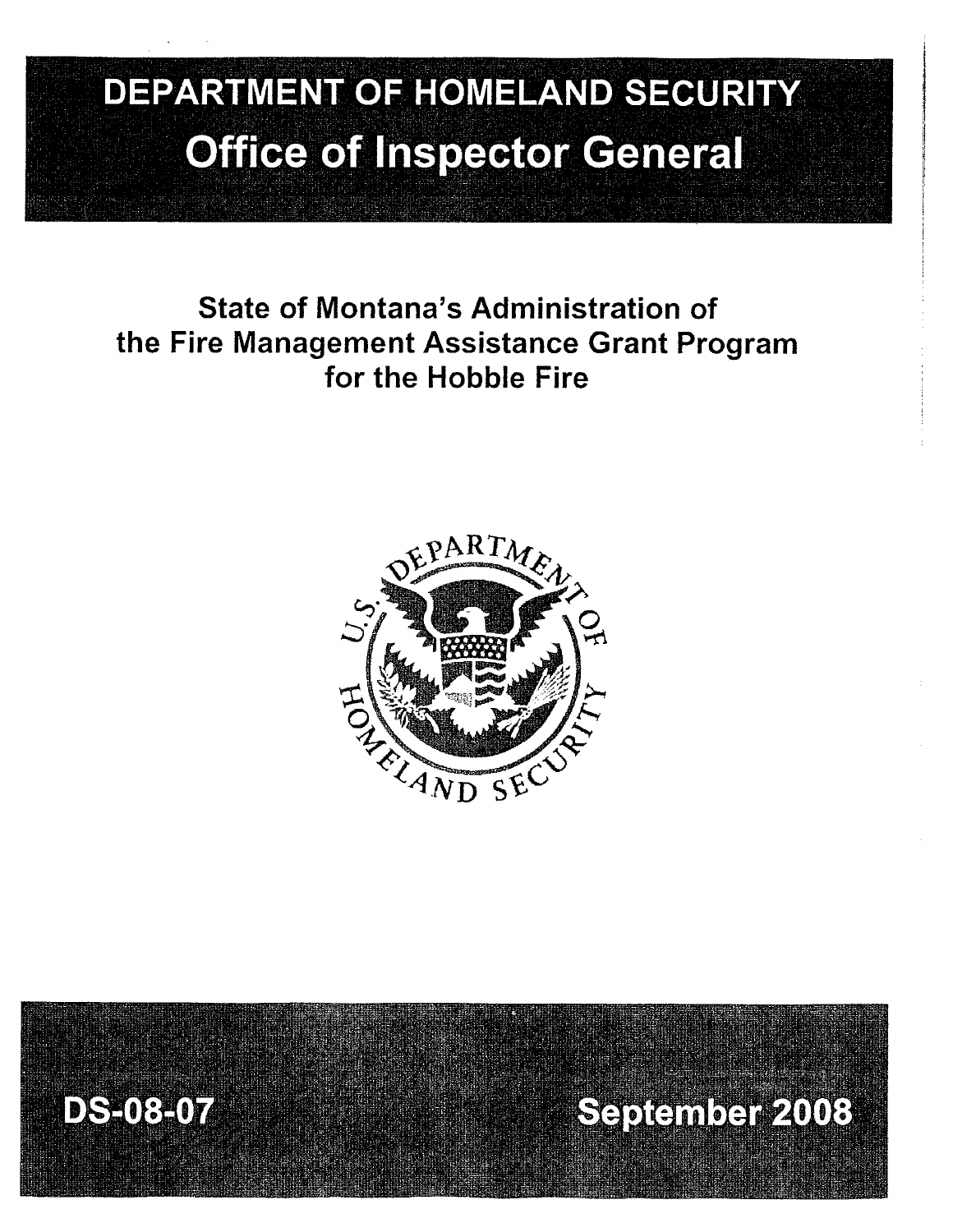# DEPARTMENT OF HOMELAND SECURITY

## Office of Inspector General

### State of Montana's Administration of the Fire Management Assistance Grant Program for the Hobble Fire

DS-08-07

September 2008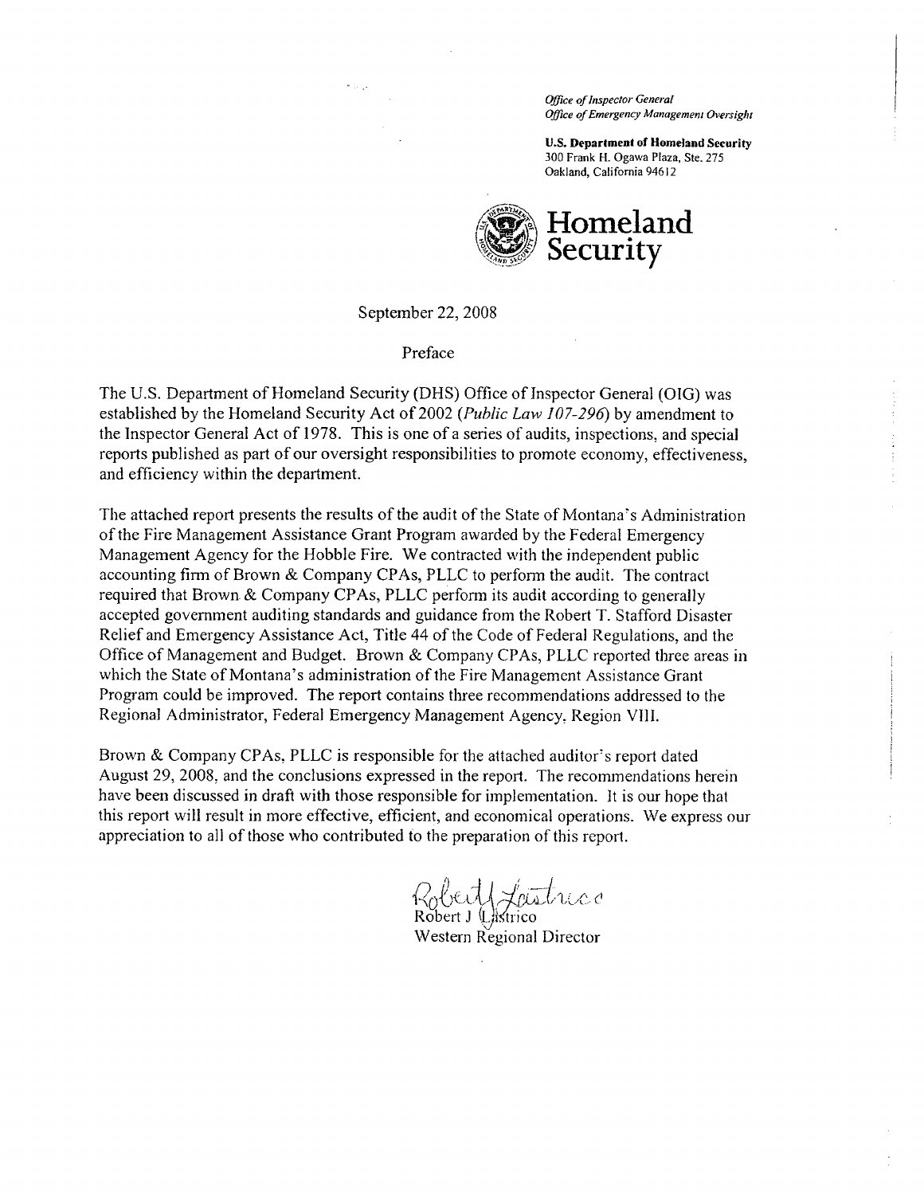*Office of Inspector General*
*Office of Emergency Management Oversight*

**U.S. Department of Homeland Security**
300 Frank H. Ogawa Plaza, Ste. 275
Oakland, California 94612

**Homeland Security**

September 22, 2008

Preface

The U.S. Department of Homeland Security (DHS) Office of Inspector General (OIG) was established by the Homeland Security Act of 2002 (*Public Law 107-296*) by amendment to the Inspector General Act of 1978. This is one of a series of audits, inspections, and special reports published as part of our oversight responsibilities to promote economy, effectiveness, and efficiency within the department.

The attached report presents the results of the audit of the State of Montana's Administration of the Fire Management Assistance Grant Program awarded by the Federal Emergency Management Agency for the Hobble Fire. We contracted with the independent public accounting firm of Brown & Company CPAs, PLLC to perform the audit. The contract required that Brown & Company CPAs, PLLC perform its audit according to generally accepted government auditing standards and guidance from the Robert T. Stafford Disaster Relief and Emergency Assistance Act, Title 44 of the Code of Federal Regulations, and the Office of Management and Budget. Brown & Company CPAs, PLLC reported three areas in which the State of Montana's administration of the Fire Management Assistance Grant Program could be improved. The report contains three recommendations addressed to the Regional Administrator, Federal Emergency Management Agency, Region VIII.

Brown & Company CPAs, PLLC is responsible for the attached auditor's report dated August 29, 2008, and the conclusions expressed in the report. The recommendations herein have been discussed in draft with those responsible for implementation. It is our hope that this report will result in more effective, efficient, and economical operations. We express our appreciation to all of those who contributed to the preparation of this report.

Robert J Lastrico
Western Regional Director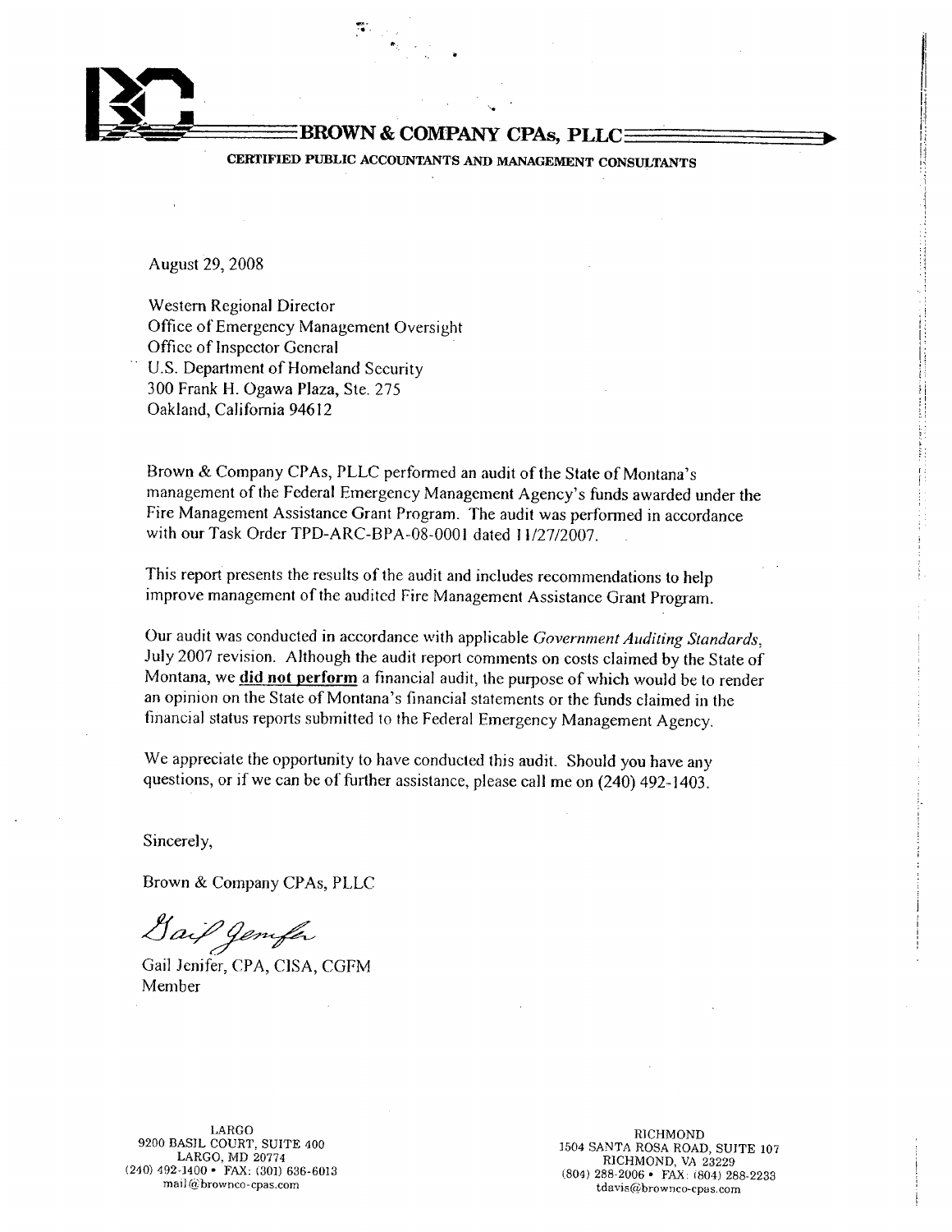**BROWN & COMPANY CPAs, PLLC**

CERTIFIED PUBLIC ACCOUNTANTS AND MANAGEMENT CONSULTANTS

August 29, 2008

Western Regional Director
Office of Emergency Management Oversight
Office of Inspector General
U.S. Department of Homeland Security
300 Frank H. Ogawa Plaza, Ste. 275
Oakland, California 94612

Brown & Company CPAs, PLLC performed an audit of the State of Montana's management of the Federal Emergency Management Agency's funds awarded under the Fire Management Assistance Grant Program. The audit was performed in accordance with our Task Order TPD-ARC-BPA-08-0001 dated 11/27/2007.

This report presents the results of the audit and includes recommendations to help improve management of the audited Fire Management Assistance Grant Program.

Our audit was conducted in accordance with applicable *Government Auditing Standards*, July 2007 revision. Although the audit report comments on costs claimed by the State of Montana, we **did not perform** a financial audit, the purpose of which would be to render an opinion on the State of Montana's financial statements or the funds claimed in the financial status reports submitted to the Federal Emergency Management Agency.

We appreciate the opportunity to have conducted this audit. Should you have any questions, or if we can be of further assistance, please call me on (240) 492-1403.

Sincerely,

Brown & Company CPAs, PLLC

Gail Jenifer

Gail Jenifer, CPA, CISA, CGFM
Member

LARGO
9200 BASIL COURT, SUITE 400
LARGO, MD 20774
(240) 492-1400 • FAX: (301) 636-6013
mail@brownco-cpas.com

RICHMOND
1504 SANTA ROSA ROAD, SUITE 107
RICHMOND, VA 23229
(804) 288-2006 • FAX: (804) 288-2233
tdavis@brownco-cpas.com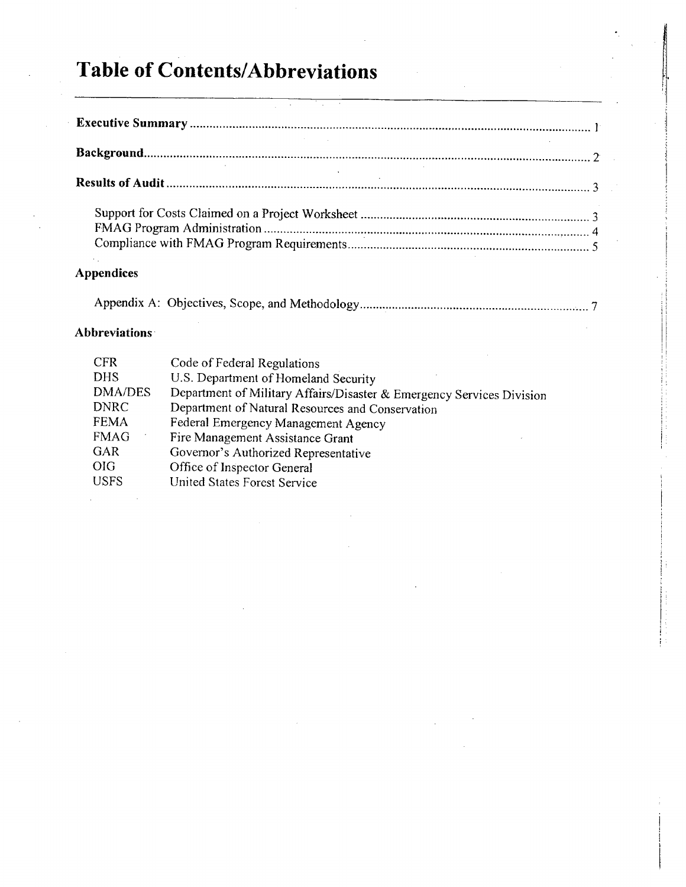# Table of Contents/Abbreviations

**Executive Summary** ............................................................ 1

**Background** ............................................................ 2

**Results of Audit** ............................................................ 3

Support for Costs Claimed on a Project Worksheet ............................................................ 3
FMAG Program Administration ............................................................ 4
Compliance with FMAG Program Requirements ............................................................ 5

**Appendices**

Appendix A: Objectives, Scope, and Methodology ............................................................ 7

**Abbreviations**

| | |
|---|---|
| CFR | Code of Federal Regulations |
| DHS | U.S. Department of Homeland Security |
| DMA/DES | Department of Military Affairs/Disaster & Emergency Services Division |
| DNRC | Department of Natural Resources and Conservation |
| FEMA | Federal Emergency Management Agency |
| FMAG | Fire Management Assistance Grant |
| GAR | Governor's Authorized Representative |
| OIG | Office of Inspector General |
| USFS | United States Forest Service |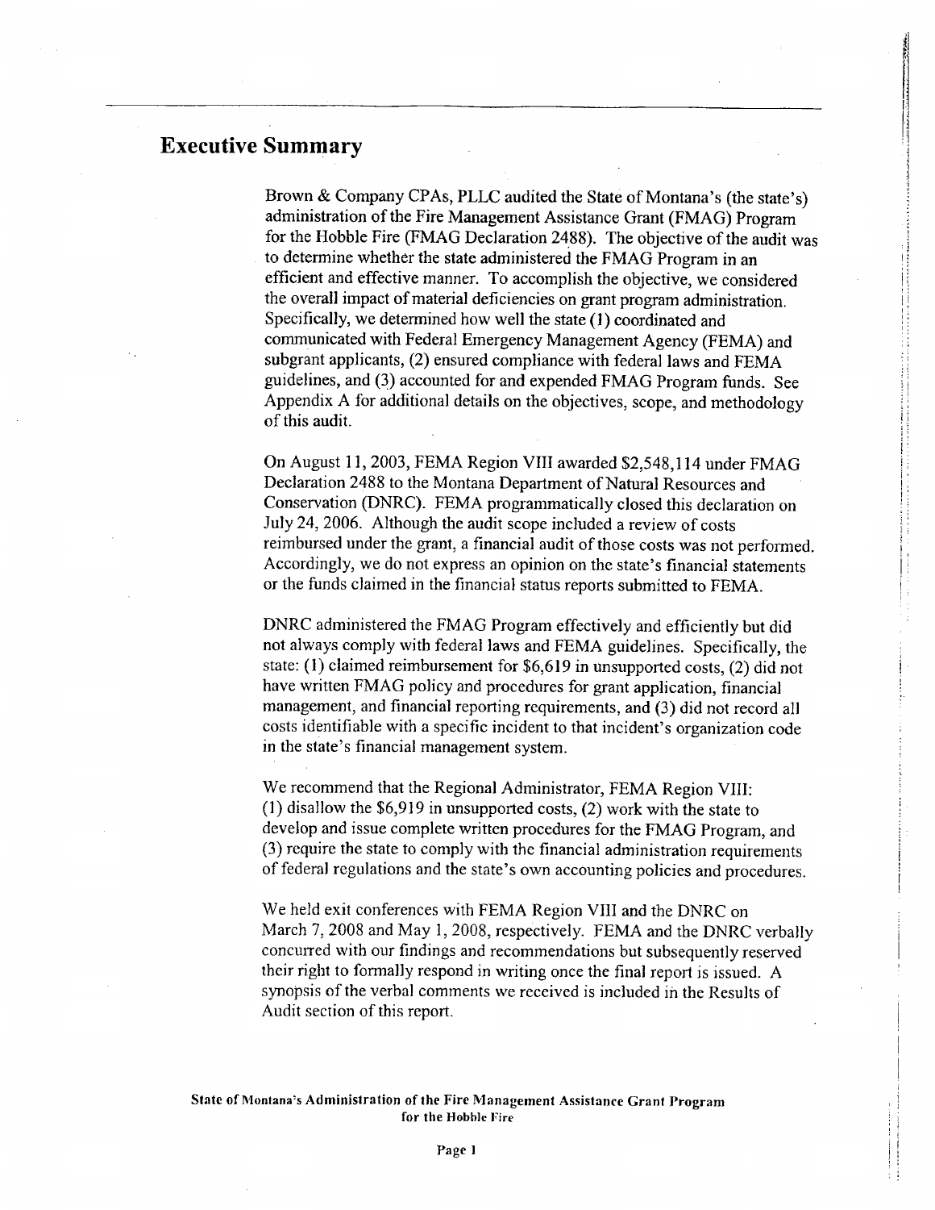## Executive Summary

Brown & Company CPAs, PLLC audited the State of Montana's (the state's) administration of the Fire Management Assistance Grant (FMAG) Program for the Hobble Fire (FMAG Declaration 2488). The objective of the audit was to determine whether the state administered the FMAG Program in an efficient and effective manner. To accomplish the objective, we considered the overall impact of material deficiencies on grant program administration. Specifically, we determined how well the state (1) coordinated and communicated with Federal Emergency Management Agency (FEMA) and subgrant applicants, (2) ensured compliance with federal laws and FEMA guidelines, and (3) accounted for and expended FMAG Program funds. See Appendix A for additional details on the objectives, scope, and methodology of this audit.

On August 11, 2003, FEMA Region VIII awarded $2,548,114 under FMAG Declaration 2488 to the Montana Department of Natural Resources and Conservation (DNRC). FEMA programmatically closed this declaration on July 24, 2006. Although the audit scope included a review of costs reimbursed under the grant, a financial audit of those costs was not performed. Accordingly, we do not express an opinion on the state's financial statements or the funds claimed in the financial status reports submitted to FEMA.

DNRC administered the FMAG Program effectively and efficiently but did not always comply with federal laws and FEMA guidelines. Specifically, the state: (1) claimed reimbursement for $6,619 in unsupported costs, (2) did not have written FMAG policy and procedures for grant application, financial management, and financial reporting requirements, and (3) did not record all costs identifiable with a specific incident to that incident's organization code in the state's financial management system.

We recommend that the Regional Administrator, FEMA Region VIII: (1) disallow the $6,919 in unsupported costs, (2) work with the state to develop and issue complete written procedures for the FMAG Program, and (3) require the state to comply with the financial administration requirements of federal regulations and the state's own accounting policies and procedures.

We held exit conferences with FEMA Region VIII and the DNRC on March 7, 2008 and May 1, 2008, respectively. FEMA and the DNRC verbally concurred with our findings and recommendations but subsequently reserved their right to formally respond in writing once the final report is issued. A synopsis of the verbal comments we received is included in the Results of Audit section of this report.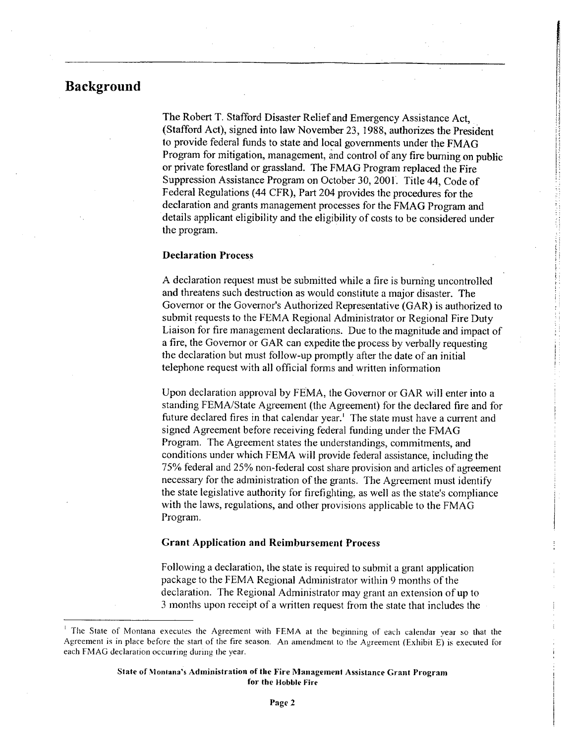## Background

The Robert T. Stafford Disaster Relief and Emergency Assistance Act, (Stafford Act), signed into law November 23, 1988, authorizes the President to provide federal funds to state and local governments under the FMAG Program for mitigation, management, and control of any fire burning on public or private forestland or grassland. The FMAG Program replaced the Fire Suppression Assistance Program on October 30, 2001. Title 44, Code of Federal Regulations (44 CFR), Part 204 provides the procedures for the declaration and grants management processes for the FMAG Program and details applicant eligibility and the eligibility of costs to be considered under the program.

### Declaration Process

A declaration request must be submitted while a fire is burning uncontrolled and threatens such destruction as would constitute a major disaster. The Governor or the Governor's Authorized Representative (GAR) is authorized to submit requests to the FEMA Regional Administrator or Regional Fire Duty Liaison for fire management declarations. Due to the magnitude and impact of a fire, the Governor or GAR can expedite the process by verbally requesting the declaration but must follow-up promptly after the date of an initial telephone request with all official forms and written information

Upon declaration approval by FEMA, the Governor or GAR will enter into a standing FEMA/State Agreement (the Agreement) for the declared fire and for future declared fires in that calendar year.[1] The state must have a current and signed Agreement before receiving federal funding under the FMAG Program. The Agreement states the understandings, commitments, and conditions under which FEMA will provide federal assistance, including the 75% federal and 25% non-federal cost share provision and articles of agreement necessary for the administration of the grants. The Agreement must identify the state legislative authority for firefighting, as well as the state's compliance with the laws, regulations, and other provisions applicable to the FMAG Program.

### Grant Application and Reimbursement Process

Following a declaration, the state is required to submit a grant application package to the FEMA Regional Administrator within 9 months of the declaration. The Regional Administrator may grant an extension of up to 3 months upon receipt of a written request from the state that includes the

[1] The State of Montana executes the Agreement with FEMA at the beginning of each calendar year so that the Agreement is in place before the start of the fire season. An amendment to the Agreement (Exhibit E) is executed for each FMAG declaration occurring during the year.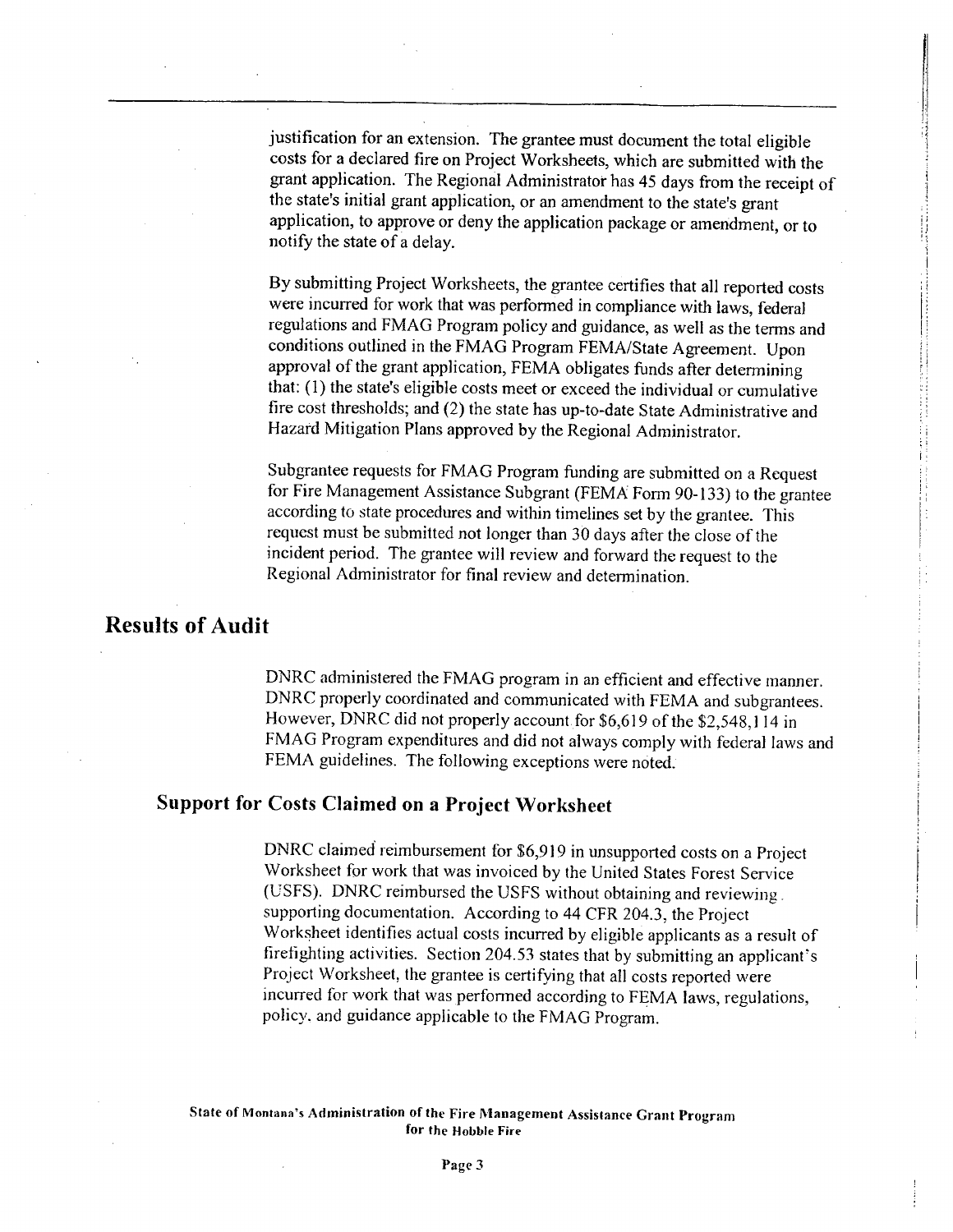justification for an extension. The grantee must document the total eligible costs for a declared fire on Project Worksheets, which are submitted with the grant application. The Regional Administrator has 45 days from the receipt of the state's initial grant application, or an amendment to the state's grant application, to approve or deny the application package or amendment, or to notify the state of a delay.

By submitting Project Worksheets, the grantee certifies that all reported costs were incurred for work that was performed in compliance with laws, federal regulations and FMAG Program policy and guidance, as well as the terms and conditions outlined in the FMAG Program FEMA/State Agreement. Upon approval of the grant application, FEMA obligates funds after determining that: (1) the state's eligible costs meet or exceed the individual or cumulative fire cost thresholds; and (2) the state has up-to-date State Administrative and Hazard Mitigation Plans approved by the Regional Administrator.

Subgrantee requests for FMAG Program funding are submitted on a Request for Fire Management Assistance Subgrant (FEMA Form 90-133) to the grantee according to state procedures and within timelines set by the grantee. This request must be submitted not longer than 30 days after the close of the incident period. The grantee will review and forward the request to the Regional Administrator for final review and determination.

## Results of Audit

DNRC administered the FMAG program in an efficient and effective manner. DNRC properly coordinated and communicated with FEMA and subgrantees. However, DNRC did not properly account for $6,619 of the $2,548,114 in FMAG Program expenditures and did not always comply with federal laws and FEMA guidelines. The following exceptions were noted.

### Support for Costs Claimed on a Project Worksheet

DNRC claimed reimbursement for $6,919 in unsupported costs on a Project Worksheet for work that was invoiced by the United States Forest Service (USFS). DNRC reimbursed the USFS without obtaining and reviewing supporting documentation. According to 44 CFR 204.3, the Project Worksheet identifies actual costs incurred by eligible applicants as a result of firefighting activities. Section 204.53 states that by submitting an applicant's Project Worksheet, the grantee is certifying that all costs reported were incurred for work that was performed according to FEMA laws, regulations, policy, and guidance applicable to the FMAG Program.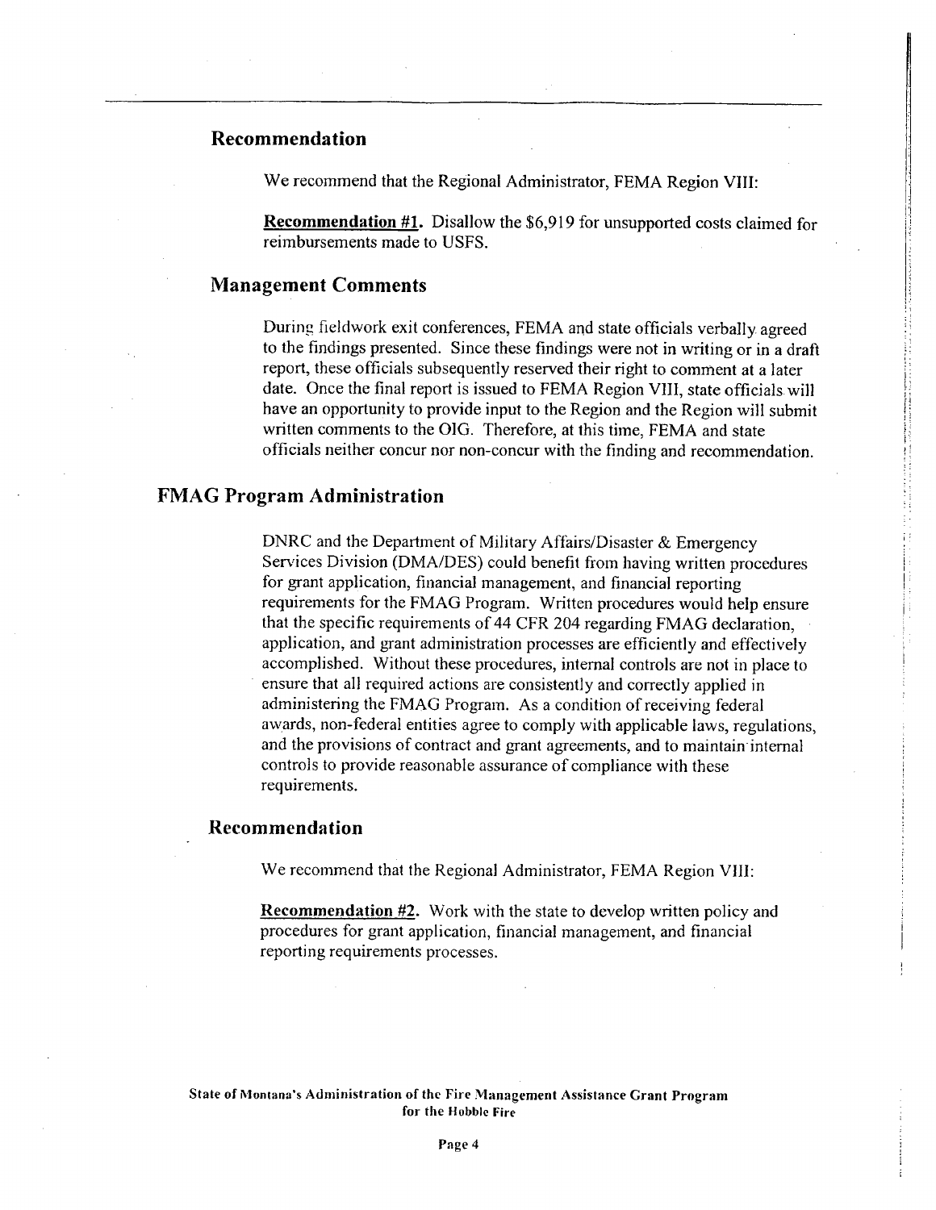## Recommendation

We recommend that the Regional Administrator, FEMA Region VIII:

**Recommendation #1.** Disallow the $6,919 for unsupported costs claimed for reimbursements made to USFS.

## Management Comments

During fieldwork exit conferences, FEMA and state officials verbally agreed to the findings presented. Since these findings were not in writing or in a draft report, these officials subsequently reserved their right to comment at a later date. Once the final report is issued to FEMA Region VIII, state officials will have an opportunity to provide input to the Region and the Region will submit written comments to the OIG. Therefore, at this time, FEMA and state officials neither concur nor non-concur with the finding and recommendation.

# FMAG Program Administration

DNRC and the Department of Military Affairs/Disaster & Emergency Services Division (DMA/DES) could benefit from having written procedures for grant application, financial management, and financial reporting requirements for the FMAG Program. Written procedures would help ensure that the specific requirements of 44 CFR 204 regarding FMAG declaration, application, and grant administration processes are efficiently and effectively accomplished. Without these procedures, internal controls are not in place to ensure that all required actions are consistently and correctly applied in administering the FMAG Program. As a condition of receiving federal awards, non-federal entities agree to comply with applicable laws, regulations, and the provisions of contract and grant agreements, and to maintain internal controls to provide reasonable assurance of compliance with these requirements.

## Recommendation

We recommend that the Regional Administrator, FEMA Region VIII:

**Recommendation #2.** Work with the state to develop written policy and procedures for grant application, financial management, and financial reporting requirements processes.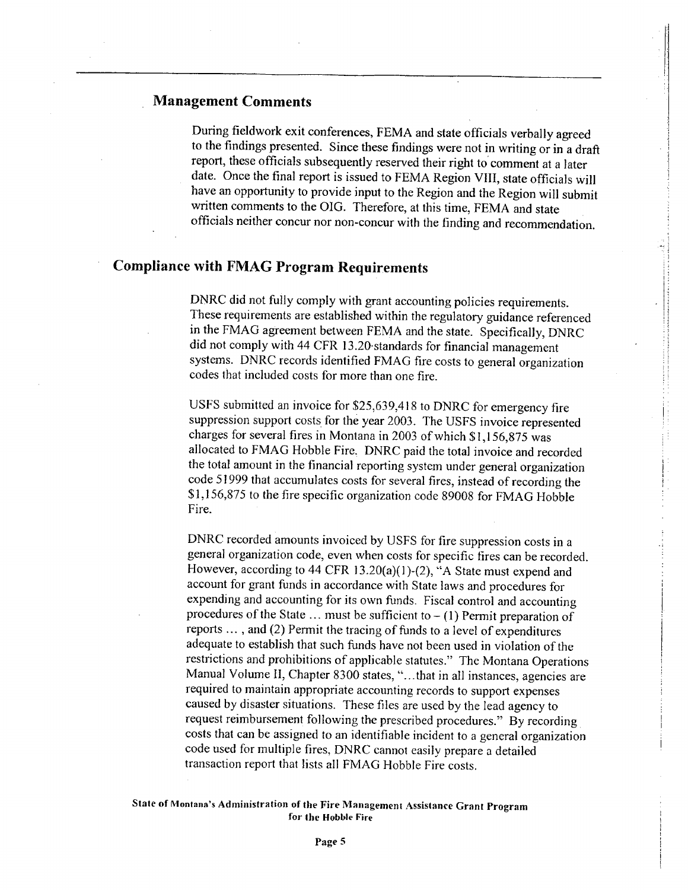## Management Comments

During fieldwork exit conferences, FEMA and state officials verbally agreed to the findings presented. Since these findings were not in writing or in a draft report, these officials subsequently reserved their right to comment at a later date. Once the final report is issued to FEMA Region VIII, state officials will have an opportunity to provide input to the Region and the Region will submit written comments to the OIG. Therefore, at this time, FEMA and state officials neither concur nor non-concur with the finding and recommendation.

## Compliance with FMAG Program Requirements

DNRC did not fully comply with grant accounting policies requirements. These requirements are established within the regulatory guidance referenced in the FMAG agreement between FEMA and the state. Specifically, DNRC did not comply with 44 CFR 13.20 standards for financial management systems. DNRC records identified FMAG fire costs to general organization codes that included costs for more than one fire.

USFS submitted an invoice for $25,639,418 to DNRC for emergency fire suppression support costs for the year 2003. The USFS invoice represented charges for several fires in Montana in 2003 of which $1,156,875 was allocated to FMAG Hobble Fire. DNRC paid the total invoice and recorded the total amount in the financial reporting system under general organization code 51999 that accumulates costs for several fires, instead of recording the $1,156,875 to the fire specific organization code 89008 for FMAG Hobble Fire.

DNRC recorded amounts invoiced by USFS for fire suppression costs in a general organization code, even when costs for specific fires can be recorded. However, according to 44 CFR 13.20(a)(1)-(2), "A State must expend and account for grant funds in accordance with State laws and procedures for expending and accounting for its own funds. Fiscal control and accounting procedures of the State ... must be sufficient to – (1) Permit preparation of reports ... , and (2) Permit the tracing of funds to a level of expenditures adequate to establish that such funds have not been used in violation of the restrictions and prohibitions of applicable statutes." The Montana Operations Manual Volume II, Chapter 8300 states, "...that in all instances, agencies are required to maintain appropriate accounting records to support expenses caused by disaster situations. These files are used by the lead agency to request reimbursement following the prescribed procedures." By recording costs that can be assigned to an identifiable incident to a general organization code used for multiple fires, DNRC cannot easily prepare a detailed transaction report that lists all FMAG Hobble Fire costs.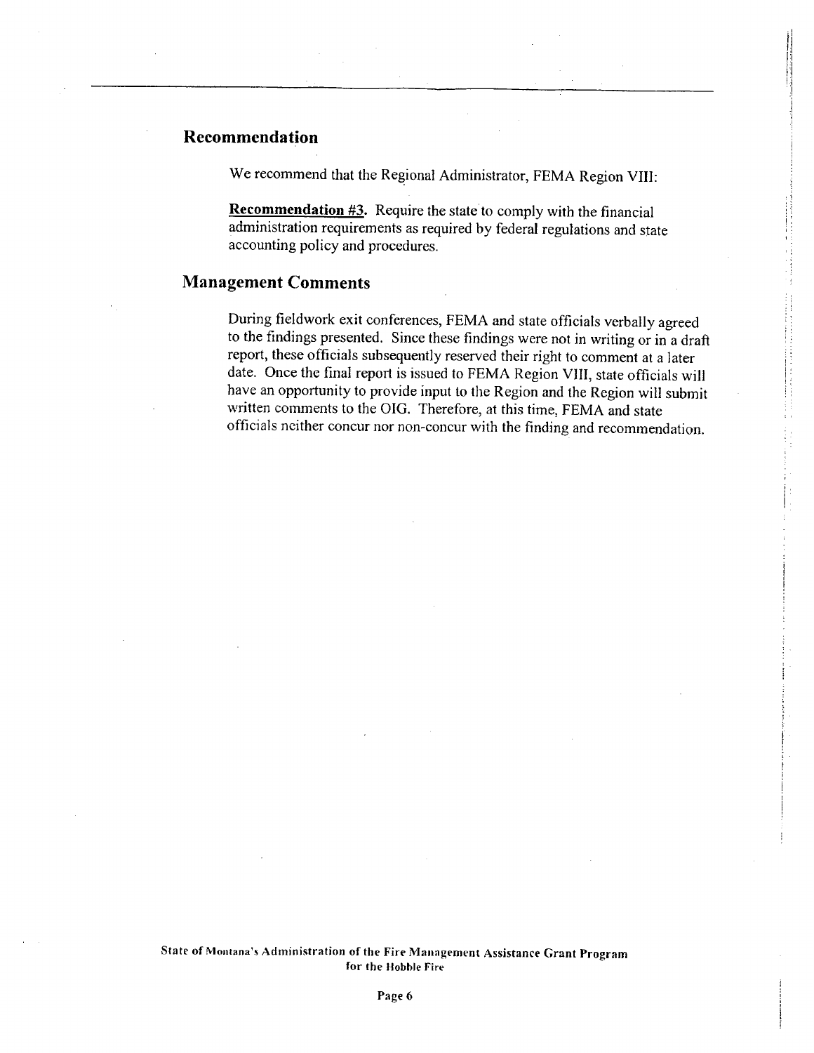## Recommendation

We recommend that the Regional Administrator, FEMA Region VIII:

**Recommendation #3.** Require the state to comply with the financial administration requirements as required by federal regulations and state accounting policy and procedures.

## Management Comments

During fieldwork exit conferences, FEMA and state officials verbally agreed to the findings presented. Since these findings were not in writing or in a draft report, these officials subsequently reserved their right to comment at a later date. Once the final report is issued to FEMA Region VIII, state officials will have an opportunity to provide input to the Region and the Region will submit written comments to the OIG. Therefore, at this time, FEMA and state officials neither concur nor non-concur with the finding and recommendation.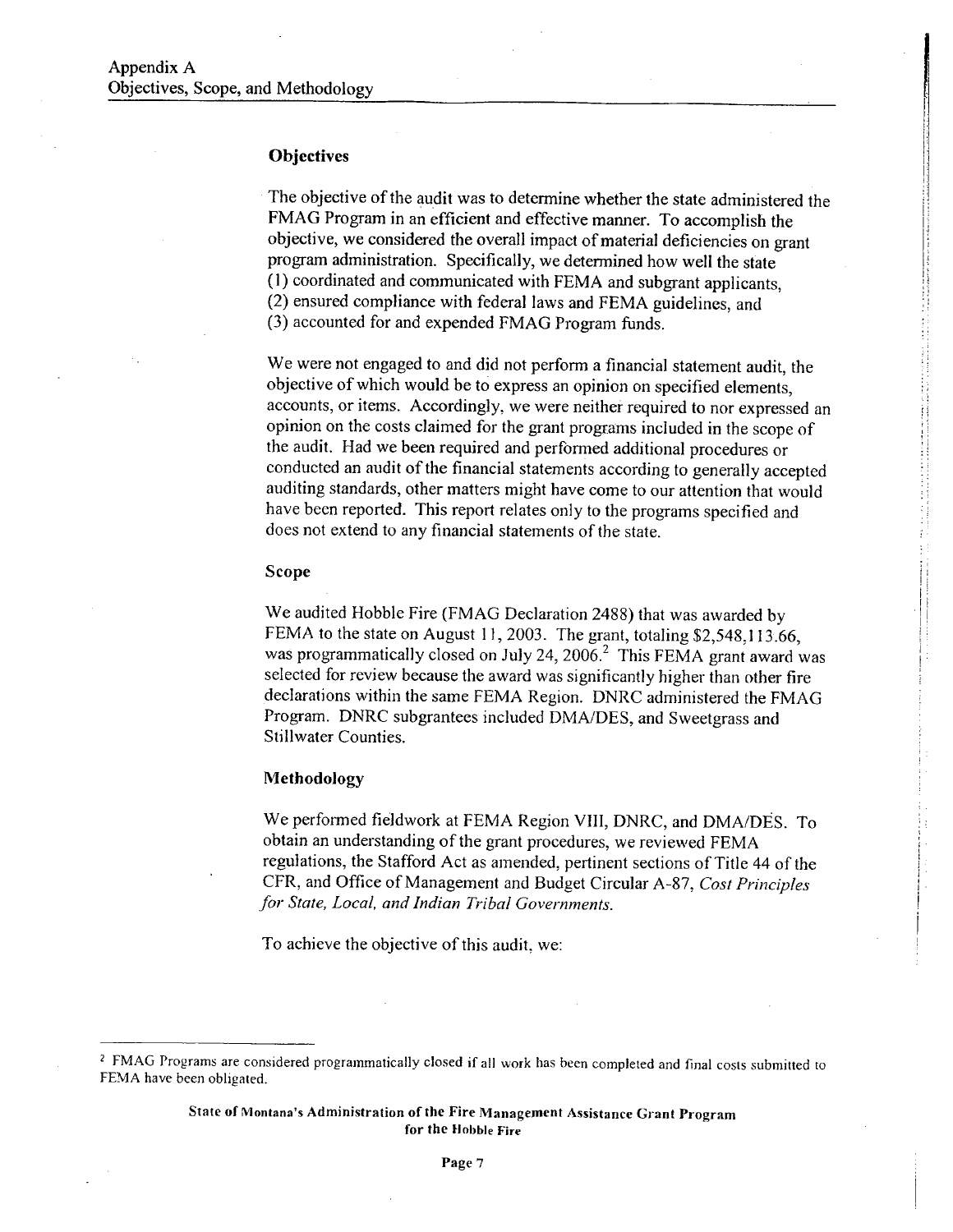# Appendix A
# Objectives, Scope, and Methodology

### Objectives

The objective of the audit was to determine whether the state administered the FMAG Program in an efficient and effective manner. To accomplish the objective, we considered the overall impact of material deficiencies on grant program administration. Specifically, we determined how well the state (1) coordinated and communicated with FEMA and subgrant applicants, (2) ensured compliance with federal laws and FEMA guidelines, and (3) accounted for and expended FMAG Program funds.

We were not engaged to and did not perform a financial statement audit, the objective of which would be to express an opinion on specified elements, accounts, or items. Accordingly, we were neither required to nor expressed an opinion on the costs claimed for the grant programs included in the scope of the audit. Had we been required and performed additional procedures or conducted an audit of the financial statements according to generally accepted auditing standards, other matters might have come to our attention that would have been reported. This report relates only to the programs specified and does not extend to any financial statements of the state.

### Scope

We audited Hobble Fire (FMAG Declaration 2488) that was awarded by FEMA to the state on August 11, 2003. The grant, totaling $2,548,113.66, was programmatically closed on July 24, 2006.[2] This FEMA grant award was selected for review because the award was significantly higher than other fire declarations within the same FEMA Region. DNRC administered the FMAG Program. DNRC subgrantees included DMA/DES, and Sweetgrass and Stillwater Counties.

### Methodology

We performed fieldwork at FEMA Region VIII, DNRC, and DMA/DES. To obtain an understanding of the grant procedures, we reviewed FEMA regulations, the Stafford Act as amended, pertinent sections of Title 44 of the CFR, and Office of Management and Budget Circular A-87, *Cost Principles for State, Local, and Indian Tribal Governments.*

To achieve the objective of this audit, we:

---

[2] FMAG Programs are considered programmatically closed if all work has been completed and final costs submitted to FEMA have been obligated.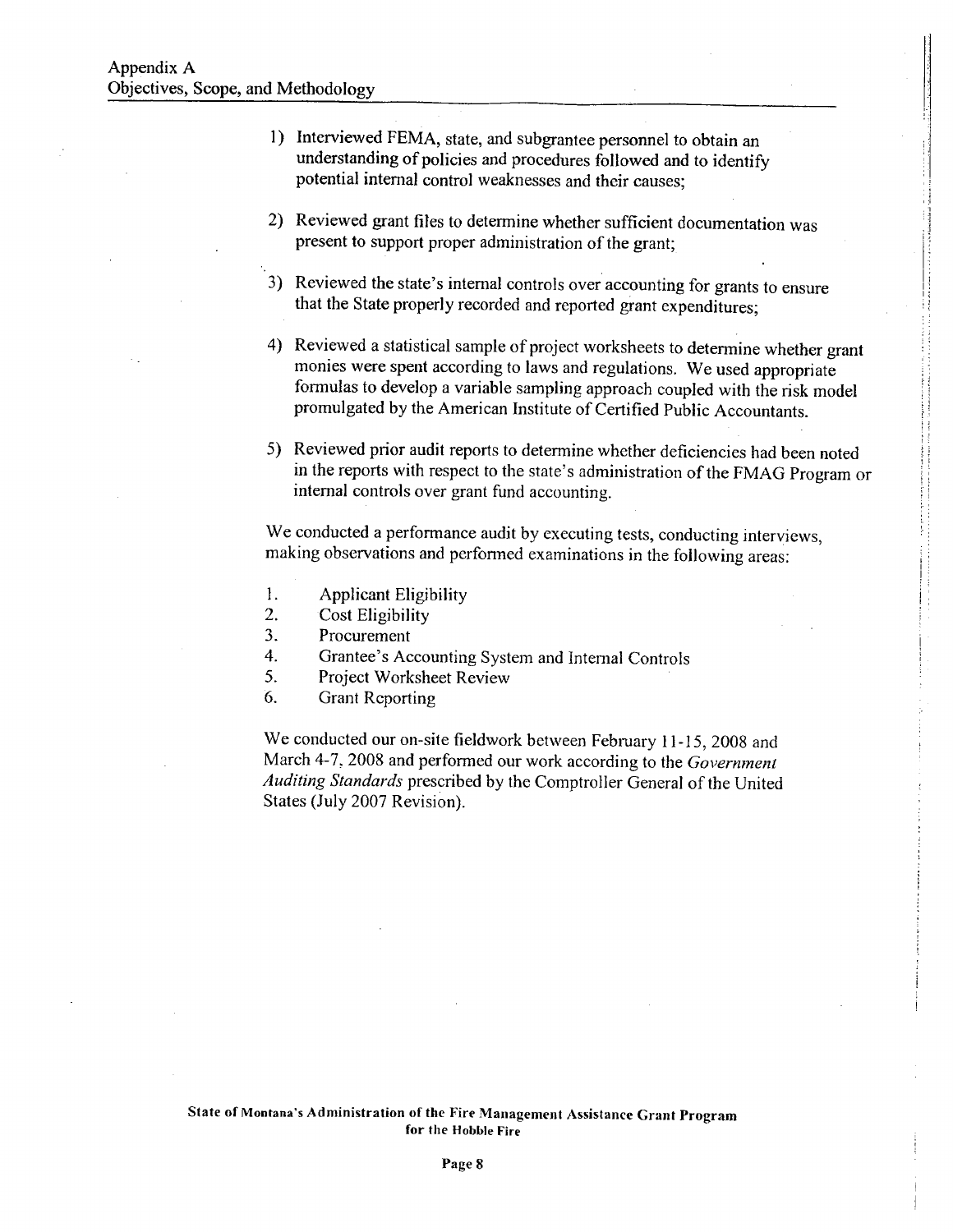## Appendix A
## Objectives, Scope, and Methodology

1) Interviewed FEMA, state, and subgrantee personnel to obtain an understanding of policies and procedures followed and to identify potential internal control weaknesses and their causes;

2) Reviewed grant files to determine whether sufficient documentation was present to support proper administration of the grant;

3) Reviewed the state's internal controls over accounting for grants to ensure that the State properly recorded and reported grant expenditures;

4) Reviewed a statistical sample of project worksheets to determine whether grant monies were spent according to laws and regulations. We used appropriate formulas to develop a variable sampling approach coupled with the risk model promulgated by the American Institute of Certified Public Accountants.

5) Reviewed prior audit reports to determine whether deficiencies had been noted in the reports with respect to the state's administration of the FMAG Program or internal controls over grant fund accounting.

We conducted a performance audit by executing tests, conducting interviews, making observations and performed examinations in the following areas:

1. Applicant Eligibility
2. Cost Eligibility
3. Procurement
4. Grantee's Accounting System and Internal Controls
5. Project Worksheet Review
6. Grant Reporting

We conducted our on-site fieldwork between February 11-15, 2008 and March 4-7, 2008 and performed our work according to the *Government Auditing Standards* prescribed by the Comptroller General of the United States (July 2007 Revision).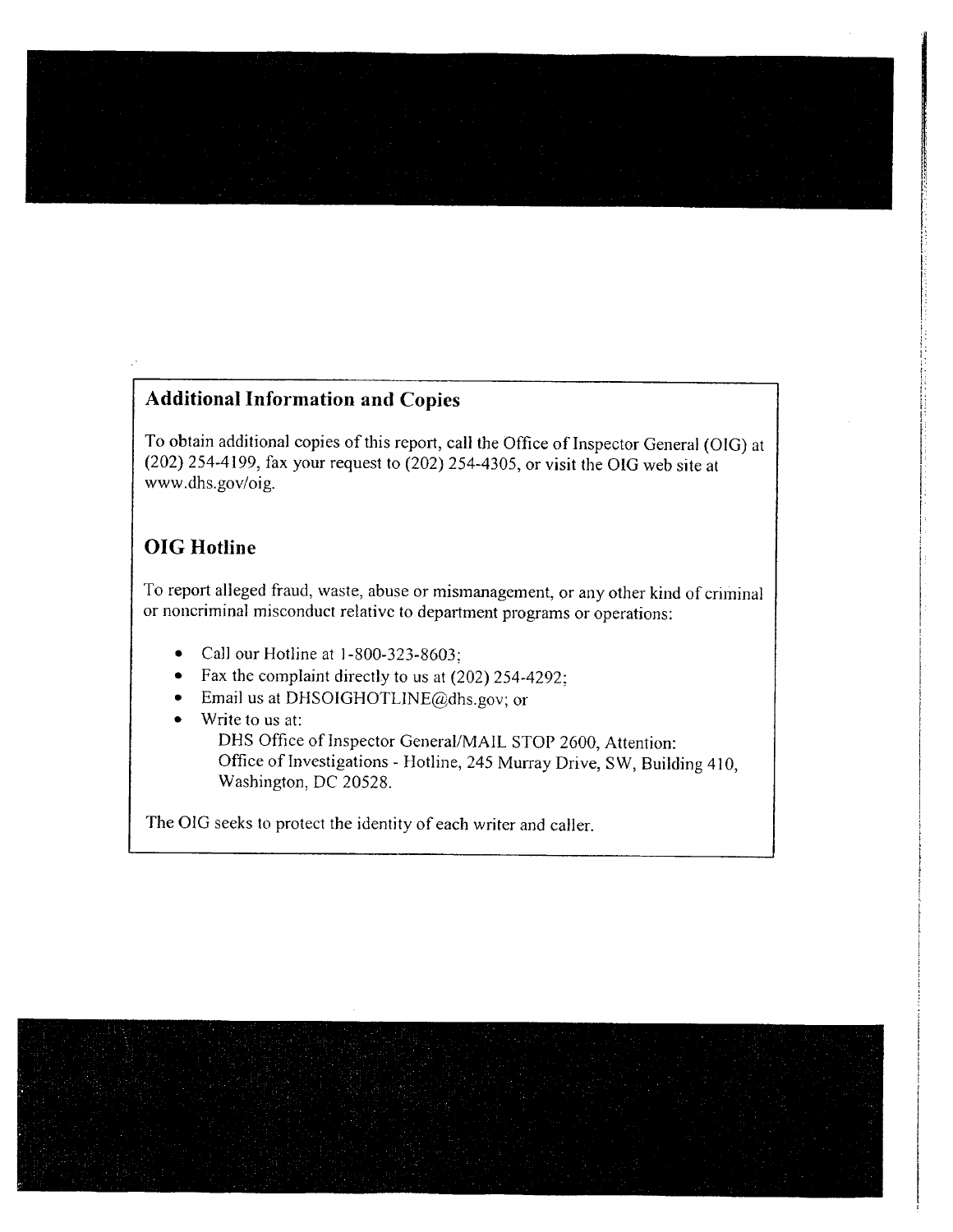## Additional Information and Copies

To obtain additional copies of this report, call the Office of Inspector General (OIG) at (202) 254-4199, fax your request to (202) 254-4305, or visit the OIG web site at www.dhs.gov/oig.

## OIG Hotline

To report alleged fraud, waste, abuse or mismanagement, or any other kind of criminal or noncriminal misconduct relative to department programs or operations:

- Call our Hotline at 1-800-323-8603;
- Fax the complaint directly to us at (202) 254-4292;
- Email us at DHSOIGHOTLINE@dhs.gov; or
- Write to us at:
  DHS Office of Inspector General/MAIL STOP 2600, Attention:
  Office of Investigations - Hotline, 245 Murray Drive, SW, Building 410,
  Washington, DC 20528.

The OIG seeks to protect the identity of each writer and caller.